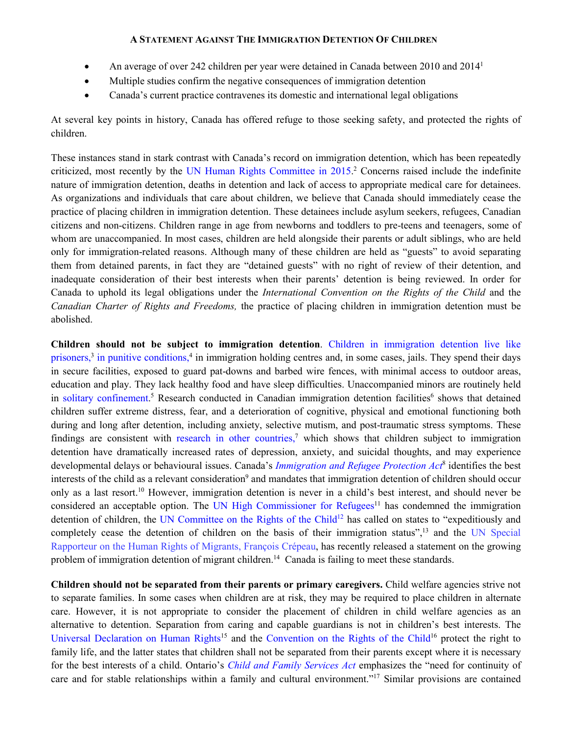# A Statement Against The Immigration Detention Of Children

- An average of over 242 children per year were detained in Canada between 2010 and 2014[1]
- Multiple studies confirm the negative consequences of immigration detention
- Canada's current practice contravenes its domestic and international legal obligations

At several key points in history, Canada has offered refuge to those seeking safety, and protected the rights of children.

These instances stand in stark contrast with Canada's record on immigration detention, which has been repeatedly criticized, most recently by the UN Human Rights Committee in 2015.[2] Concerns raised include the indefinite nature of immigration detention, deaths in detention and lack of access to appropriate medical care for detainees. As organizations and individuals that care about children, we believe that Canada should immediately cease the practice of placing children in immigration detention. These detainees include asylum seekers, refugees, Canadian citizens and non-citizens. Children range in age from newborns and toddlers to pre-teens and teenagers, some of whom are unaccompanied. In most cases, children are held alongside their parents or adult siblings, who are held only for immigration-related reasons. Although many of these children are held as "guests" to avoid separating them from detained parents, in fact they are "detained guests" with no right of review of their detention, and inadequate consideration of their best interests when their parents' detention is being reviewed. In order for Canada to uphold its legal obligations under the *International Convention on the Rights of the Child* and the *Canadian Charter of Rights and Freedoms,* the practice of placing children in immigration detention must be abolished.

**Children should not be subject to immigration detention**. Children in immigration detention live like prisoners,[3] in punitive conditions,[4] in immigration holding centres and, in some cases, jails. They spend their days in secure facilities, exposed to guard pat-downs and barbed wire fences, with minimal access to outdoor areas, education and play. They lack healthy food and have sleep difficulties. Unaccompanied minors are routinely held in solitary confinement.[5] Research conducted in Canadian immigration detention facilities[6] shows that detained children suffer extreme distress, fear, and a deterioration of cognitive, physical and emotional functioning both during and long after detention, including anxiety, selective mutism, and post-traumatic stress symptoms. These findings are consistent with research in other countries,[7] which shows that children subject to immigration detention have dramatically increased rates of depression, anxiety, and suicidal thoughts, and may experience developmental delays or behavioural issues. Canada's *Immigration and Refugee Protection Act*[8] identifies the best interests of the child as a relevant consideration[9] and mandates that immigration detention of children should occur only as a last resort.[10] However, immigration detention is never in a child's best interest, and should never be considered an acceptable option. The UN High Commissioner for Refugees[11] has condemned the immigration detention of children, the UN Committee on the Rights of the Child[12] has called on states to "expeditiously and completely cease the detention of children on the basis of their immigration status",[13] and the UN Special Rapporteur on the Human Rights of Migrants, François Crépeau, has recently released a statement on the growing problem of immigration detention of migrant children.[14] Canada is failing to meet these standards.

**Children should not be separated from their parents or primary caregivers.** Child welfare agencies strive not to separate families. In some cases when children are at risk, they may be required to place children in alternate care. However, it is not appropriate to consider the placement of children in child welfare agencies as an alternative to detention. Separation from caring and capable guardians is not in children's best interests. The Universal Declaration on Human Rights[15] and the Convention on the Rights of the Child[16] protect the right to family life, and the latter states that children shall not be separated from their parents except where it is necessary for the best interests of a child. Ontario's *Child and Family Services Act* emphasizes the "need for continuity of care and for stable relationships within a family and cultural environment."[17] Similar provisions are contained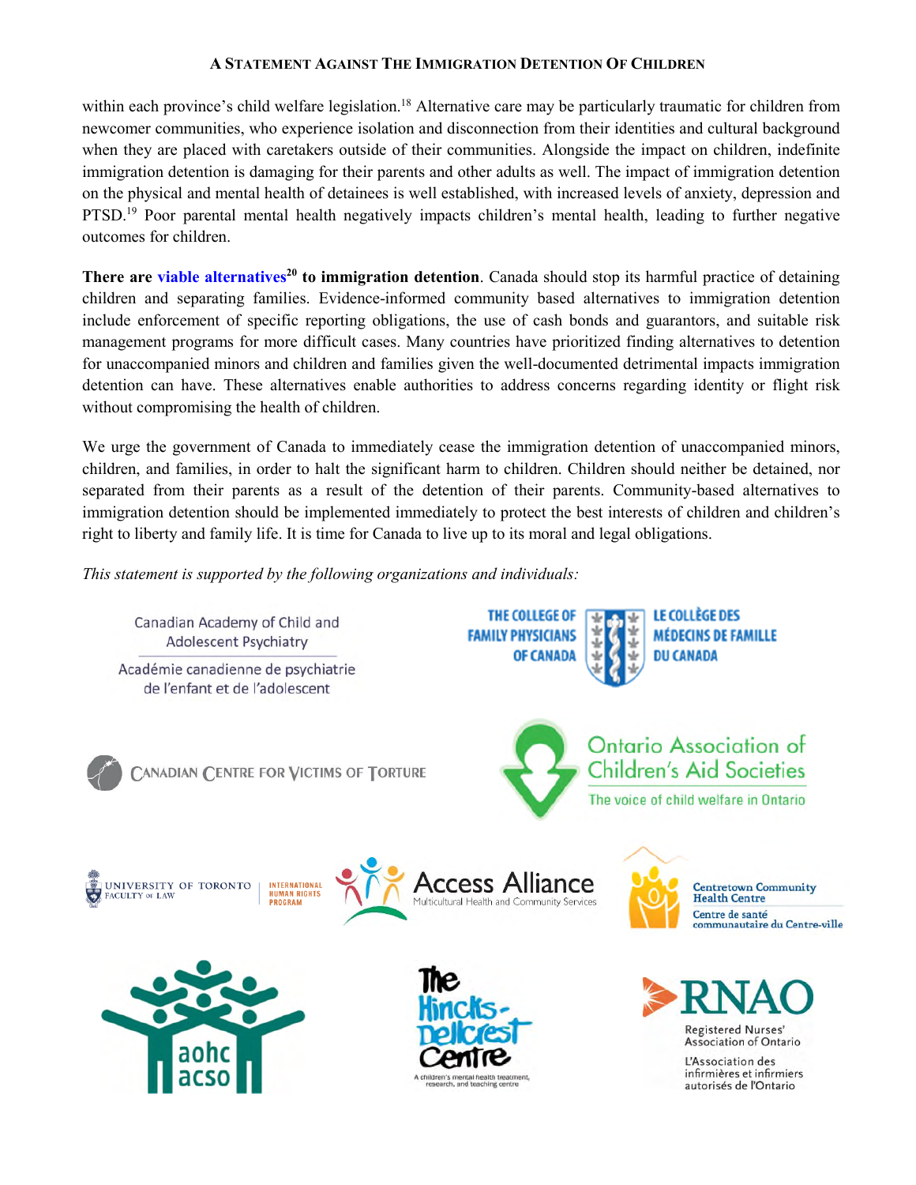within each province's child welfare legislation.[18] Alternative care may be particularly traumatic for children from newcomer communities, who experience isolation and disconnection from their identities and cultural background when they are placed with caretakers outside of their communities. Alongside the impact on children, indefinite immigration detention is damaging for their parents and other adults as well. The impact of immigration detention on the physical and mental health of detainees is well established, with increased levels of anxiety, depression and PTSD.[19] Poor parental mental health negatively impacts children's mental health, leading to further negative outcomes for children.

**There are viable alternatives[20] to immigration detention**. Canada should stop its harmful practice of detaining children and separating families. Evidence-informed community based alternatives to immigration detention include enforcement of specific reporting obligations, the use of cash bonds and guarantors, and suitable risk management programs for more difficult cases. Many countries have prioritized finding alternatives to detention for unaccompanied minors and children and families given the well-documented detrimental impacts immigration detention can have. These alternatives enable authorities to address concerns regarding identity or flight risk without compromising the health of children.

We urge the government of Canada to immediately cease the immigration detention of unaccompanied minors, children, and families, in order to halt the significant harm to children. Children should neither be detained, nor separated from their parents as a result of the detention of their parents. Community-based alternatives to immigration detention should be implemented immediately to protect the best interests of children and children's right to liberty and family life. It is time for Canada to live up to its moral and legal obligations.

*This statement is supported by the following organizations and individuals:*

Canadian Academy of Child and Adolescent Psychiatry / Académie canadienne de psychiatrie de l'enfant et de l'adolescent

The College of Family Physicians of Canada / Le Collège des Médecins de Famille du Canada

Canadian Centre for Victims of Torture

Ontario Association of Children's Aid Societies — The voice of child welfare in Ontario

University of Toronto Faculty of Law — International Human Rights Program

Access Alliance — Multicultural Health and Community Services

Centretown Community Health Centre / Centre de santé communautaire du Centre-ville

aohc acso

The Hincks-Dellcrest Centre — A children's mental health treatment, research, and teaching centre

RNAO — Registered Nurses' Association of Ontario / L'Association des infirmières et infirmiers autorisés de l'Ontario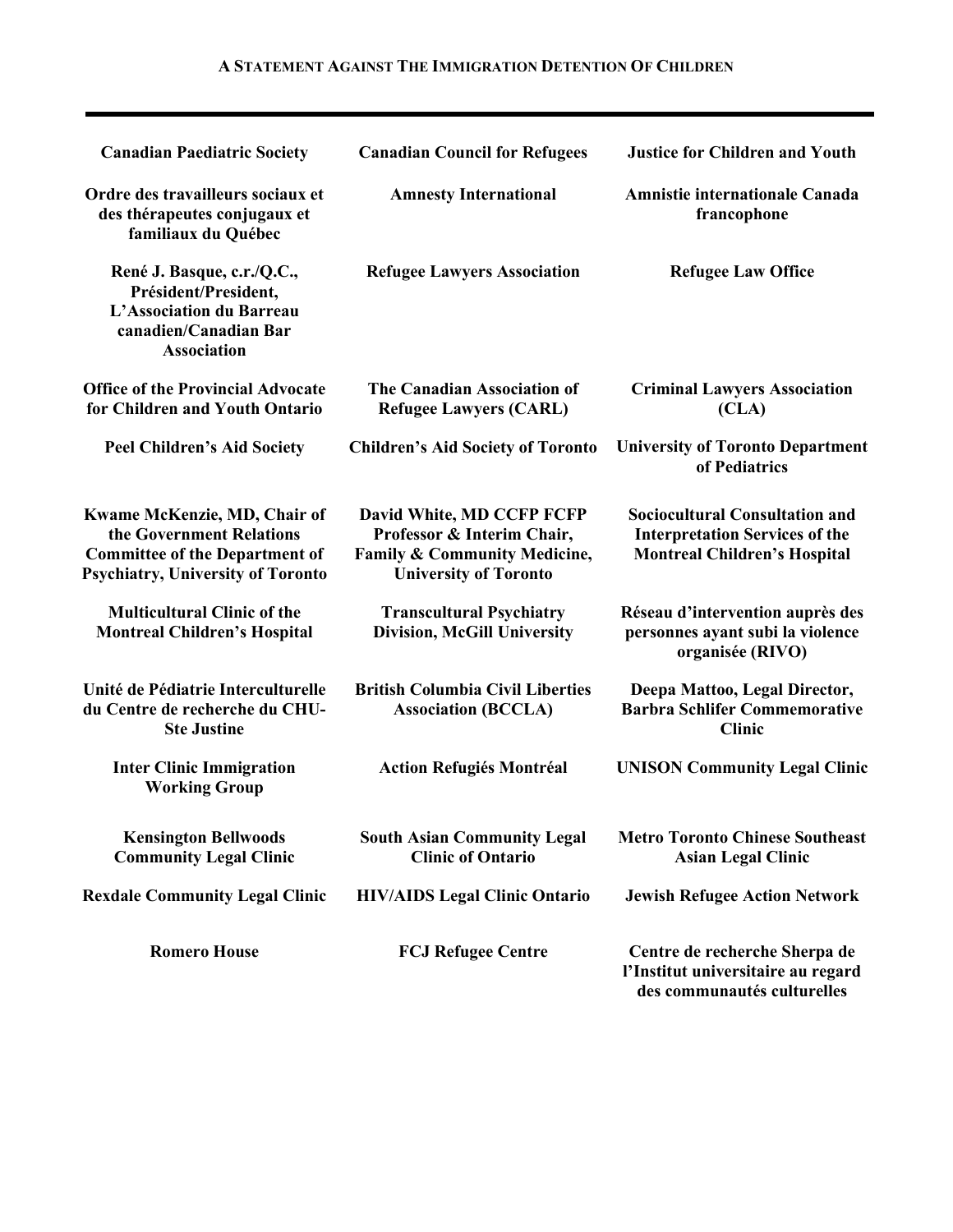**Canadian Paediatric Society**

**Canadian Council for Refugees**

**Justice for Children and Youth**

**Ordre des travailleurs sociaux et des thérapeutes conjugaux et familiaux du Québec**

**Amnesty International**

**Amnistie internationale Canada francophone**

**René J. Basque, c.r./Q.C., Président/President, L'Association du Barreau canadien/Canadian Bar Association**

**Refugee Lawyers Association**

**Refugee Law Office**

**Office of the Provincial Advocate for Children and Youth Ontario**

**The Canadian Association of Refugee Lawyers (CARL)**

**Criminal Lawyers Association (CLA)**

**Peel Children's Aid Society**

**Children's Aid Society of Toronto**

**University of Toronto Department of Pediatrics**

**Kwame McKenzie, MD, Chair of the Government Relations Committee of the Department of Psychiatry, University of Toronto**

**David White, MD CCFP FCFP Professor & Interim Chair, Family & Community Medicine, University of Toronto**

**Sociocultural Consultation and Interpretation Services of the Montreal Children's Hospital**

**Multicultural Clinic of the Montreal Children's Hospital**

**Transcultural Psychiatry Division, McGill University**

**Réseau d'intervention auprès des personnes ayant subi la violence organisée (RIVO)**

**Unité de Pédiatrie Interculturelle du Centre de recherche du CHU-Ste Justine**

**British Columbia Civil Liberties Association (BCCLA)**

**Deepa Mattoo, Legal Director, Barbra Schlifer Commemorative Clinic**

**Inter Clinic Immigration Working Group**

**Action Refugiés Montréal**

**UNISON Community Legal Clinic**

**Kensington Bellwoods Community Legal Clinic**

**South Asian Community Legal Clinic of Ontario**

**Metro Toronto Chinese Southeast Asian Legal Clinic**

**Rexdale Community Legal Clinic**

**HIV/AIDS Legal Clinic Ontario**

**Jewish Refugee Action Network**

**Romero House**

**FCJ Refugee Centre**

**Centre de recherche Sherpa de l'Institut universitaire au regard des communautés culturelles**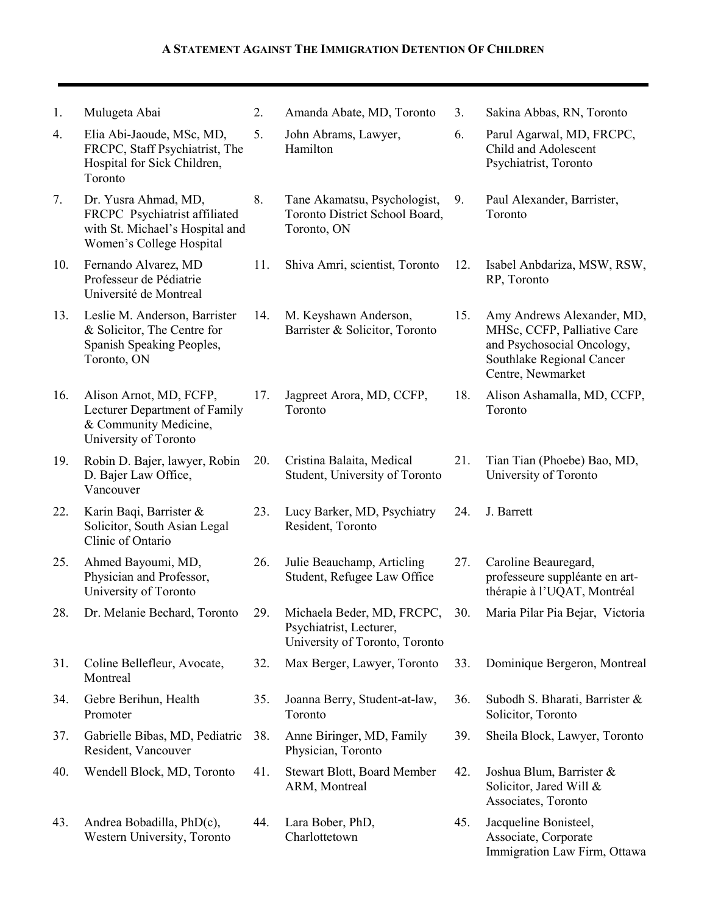**A STATEMENT AGAINST THE IMMIGRATION DETENTION OF CHILDREN**

1. Mulugeta Abai
2. Amanda Abate, MD, Toronto
3. Sakina Abbas, RN, Toronto
4. Elia Abi-Jaoude, MSc, MD, FRCPC, Staff Psychiatrist, The Hospital for Sick Children, Toronto
5. John Abrams, Lawyer, Hamilton
6. Parul Agarwal, MD, FRCPC, Child and Adolescent Psychiatrist, Toronto
7. Dr. Yusra Ahmad, MD, FRCPC Psychiatrist affiliated with St. Michael's Hospital and Women's College Hospital
8. Tane Akamatsu, Psychologist, Toronto District School Board, Toronto, ON
9. Paul Alexander, Barrister, Toronto
10. Fernando Alvarez, MD Professeur de Pédiatrie Université de Montreal
11. Shiva Amri, scientist, Toronto
12. Isabel Anbdariza, MSW, RSW, RP, Toronto
13. Leslie M. Anderson, Barrister & Solicitor, The Centre for Spanish Speaking Peoples, Toronto, ON
14. M. Keyshawn Anderson, Barrister & Solicitor, Toronto
15. Amy Andrews Alexander, MD, MHSc, CCFP, Palliative Care and Psychosocial Oncology, Southlake Regional Cancer Centre, Newmarket
16. Alison Arnot, MD, FCFP, Lecturer Department of Family & Community Medicine, University of Toronto
17. Jagpreet Arora, MD, CCFP, Toronto
18. Alison Ashamalla, MD, CCFP, Toronto
19. Robin D. Bajer, lawyer, Robin D. Bajer Law Office, Vancouver
20. Cristina Balaita, Medical Student, University of Toronto
21. Tian Tian (Phoebe) Bao, MD, University of Toronto
22. Karin Baqi, Barrister & Solicitor, South Asian Legal Clinic of Ontario
23. Lucy Barker, MD, Psychiatry Resident, Toronto
24. J. Barrett
25. Ahmed Bayoumi, MD, Physician and Professor, University of Toronto
26. Julie Beauchamp, Articling Student, Refugee Law Office
27. Caroline Beauregard, professeure suppléante en art-thérapie à l'UQAT, Montréal
28. Dr. Melanie Bechard, Toronto
29. Michaela Beder, MD, FRCPC, Psychiatrist, Lecturer, University of Toronto, Toronto
30. Maria Pilar Pia Bejar, Victoria
31. Coline Bellefleur, Avocate, Montreal
32. Max Berger, Lawyer, Toronto
33. Dominique Bergeron, Montreal
34. Gebre Berihun, Health Promoter
35. Joanna Berry, Student-at-law, Toronto
36. Subodh S. Bharati, Barrister & Solicitor, Toronto
37. Gabrielle Bibas, MD, Pediatric Resident, Vancouver
38. Anne Biringer, MD, Family Physician, Toronto
39. Sheila Block, Lawyer, Toronto
40. Wendell Block, MD, Toronto
41. Stewart Blott, Board Member ARM, Montreal
42. Joshua Blum, Barrister & Solicitor, Jared Will & Associates, Toronto
43. Andrea Bobadilla, PhD(c), Western University, Toronto
44. Lara Bober, PhD, Charlottetown
45. Jacqueline Bonisteel, Associate, Corporate Immigration Law Firm, Ottawa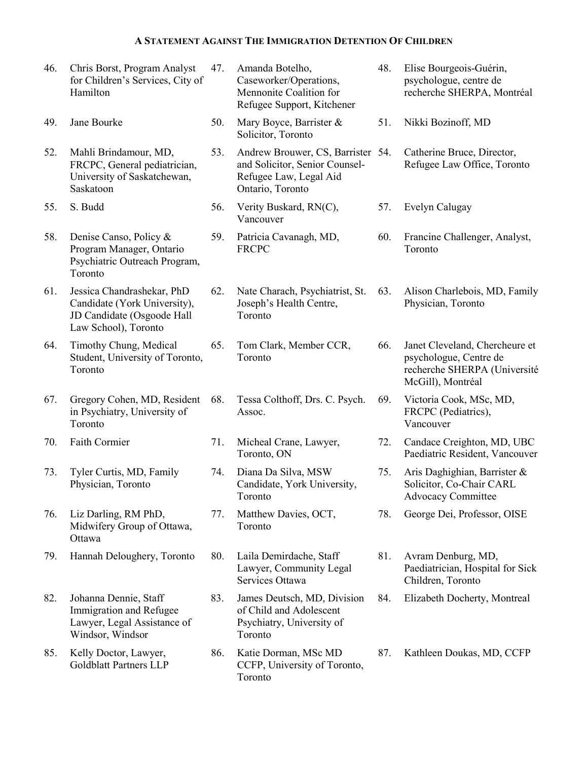**A Statement Against The Immigration Detention Of Children**

46. Chris Borst, Program Analyst for Children's Services, City of Hamilton
47. Amanda Botelho, Caseworker/Operations, Mennonite Coalition for Refugee Support, Kitchener
48. Elise Bourgeois-Guérin, psychologue, centre de recherche SHERPA, Montréal
49. Jane Bourke
50. Mary Boyce, Barrister & Solicitor, Toronto
51. Nikki Bozinoff, MD
52. Mahli Brindamour, MD, FRCPC, General pediatrician, University of Saskatchewan, Saskatoon
53. Andrew Brouwer, CS, Barrister and Solicitor, Senior Counsel-Refugee Law, Legal Aid Ontario, Toronto
54. Catherine Bruce, Director, Refugee Law Office, Toronto
55. S. Budd
56. Verity Buskard, RN(C), Vancouver
57. Evelyn Calugay
58. Denise Canso, Policy & Program Manager, Ontario Psychiatric Outreach Program, Toronto
59. Patricia Cavanagh, MD, FRCPC
60. Francine Challenger, Analyst, Toronto
61. Jessica Chandrashekar, PhD Candidate (York University), JD Candidate (Osgoode Hall Law School), Toronto
62. Nate Charach, Psychiatrist, St. Joseph's Health Centre, Toronto
63. Alison Charlebois, MD, Family Physician, Toronto
64. Timothy Chung, Medical Student, University of Toronto, Toronto
65. Tom Clark, Member CCR, Toronto
66. Janet Cleveland, Chercheure et psychologue, Centre de recherche SHERPA (Université McGill), Montréal
67. Gregory Cohen, MD, Resident in Psychiatry, University of Toronto
68. Tessa Colthoff, Drs. C. Psych. Assoc.
69. Victoria Cook, MSc, MD, FRCPC (Pediatrics), Vancouver
70. Faith Cormier
71. Micheal Crane, Lawyer, Toronto, ON
72. Candace Creighton, MD, UBC Paediatric Resident, Vancouver
73. Tyler Curtis, MD, Family Physician, Toronto
74. Diana Da Silva, MSW Candidate, York University, Toronto
75. Aris Daghighian, Barrister & Solicitor, Co-Chair CARL Advocacy Committee
76. Liz Darling, RM PhD, Midwifery Group of Ottawa, Ottawa
77. Matthew Davies, OCT, Toronto
78. George Dei, Professor, OISE
79. Hannah Deloughery, Toronto
80. Laila Demirdache, Staff Lawyer, Community Legal Services Ottawa
81. Avram Denburg, MD, Paediatrician, Hospital for Sick Children, Toronto
82. Johanna Dennie, Staff Immigration and Refugee Lawyer, Legal Assistance of Windsor, Windsor
83. James Deutsch, MD, Division of Child and Adolescent Psychiatry, University of Toronto
84. Elizabeth Docherty, Montreal
85. Kelly Doctor, Lawyer, Goldblatt Partners LLP
86. Katie Dorman, MSc MD CCFP, University of Toronto, Toronto
87. Kathleen Doukas, MD, CCFP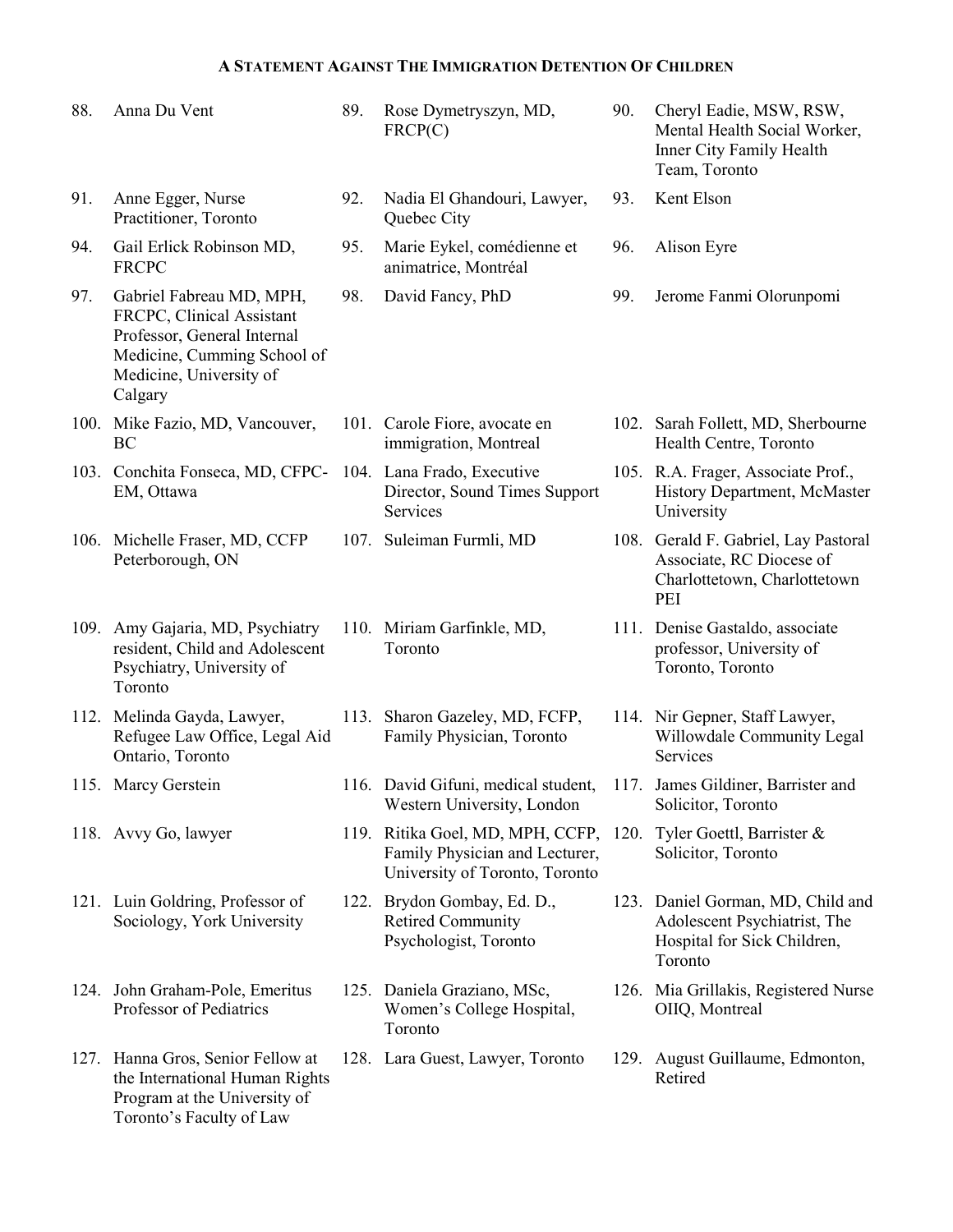**A STATEMENT AGAINST THE IMMIGRATION DETENTION OF CHILDREN**

88. Anna Du Vent
89. Rose Dymetryszyn, MD, FRCP(C)
90. Cheryl Eadie, MSW, RSW, Mental Health Social Worker, Inner City Family Health Team, Toronto
91. Anne Egger, Nurse Practitioner, Toronto
92. Nadia El Ghandouri, Lawyer, Quebec City
93. Kent Elson
94. Gail Erlick Robinson MD, FRCPC
95. Marie Eykel, comédienne et animatrice, Montréal
96. Alison Eyre
97. Gabriel Fabreau MD, MPH, FRCPC, Clinical Assistant Professor, General Internal Medicine, Cumming School of Medicine, University of Calgary
98. David Fancy, PhD
99. Jerome Fanmi Olorunpomi
100. Mike Fazio, MD, Vancouver, BC
101. Carole Fiore, avocate en immigration, Montreal
102. Sarah Follett, MD, Sherbourne Health Centre, Toronto
103. Conchita Fonseca, MD, CFPC-EM, Ottawa
104. Lana Frado, Executive Director, Sound Times Support Services
105. R.A. Frager, Associate Prof., History Department, McMaster University
106. Michelle Fraser, MD, CCFP Peterborough, ON
107. Suleiman Furmli, MD
108. Gerald F. Gabriel, Lay Pastoral Associate, RC Diocese of Charlottetown, Charlottetown PEI
109. Amy Gajaria, MD, Psychiatry resident, Child and Adolescent Psychiatry, University of Toronto
110. Miriam Garfinkle, MD, Toronto
111. Denise Gastaldo, associate professor, University of Toronto, Toronto
112. Melinda Gayda, Lawyer, Refugee Law Office, Legal Aid Ontario, Toronto
113. Sharon Gazeley, MD, FCFP, Family Physician, Toronto
114. Nir Gepner, Staff Lawyer, Willowdale Community Legal Services
115. Marcy Gerstein
116. David Gifuni, medical student, Western University, London
117. James Gildiner, Barrister and Solicitor, Toronto
118. Avvy Go, lawyer
119. Ritika Goel, MD, MPH, CCFP, Family Physician and Lecturer, University of Toronto, Toronto
120. Tyler Goettl, Barrister & Solicitor, Toronto
121. Luin Goldring, Professor of Sociology, York University
122. Brydon Gombay, Ed. D., Retired Community Psychologist, Toronto
123. Daniel Gorman, MD, Child and Adolescent Psychiatrist, The Hospital for Sick Children, Toronto
124. John Graham-Pole, Emeritus Professor of Pediatrics
125. Daniela Graziano, MSc, Women's College Hospital, Toronto
126. Mia Grillakis, Registered Nurse OIIQ, Montreal
127. Hanna Gros, Senior Fellow at the International Human Rights Program at the University of Toronto's Faculty of Law
128. Lara Guest, Lawyer, Toronto
129. August Guillaume, Edmonton, Retired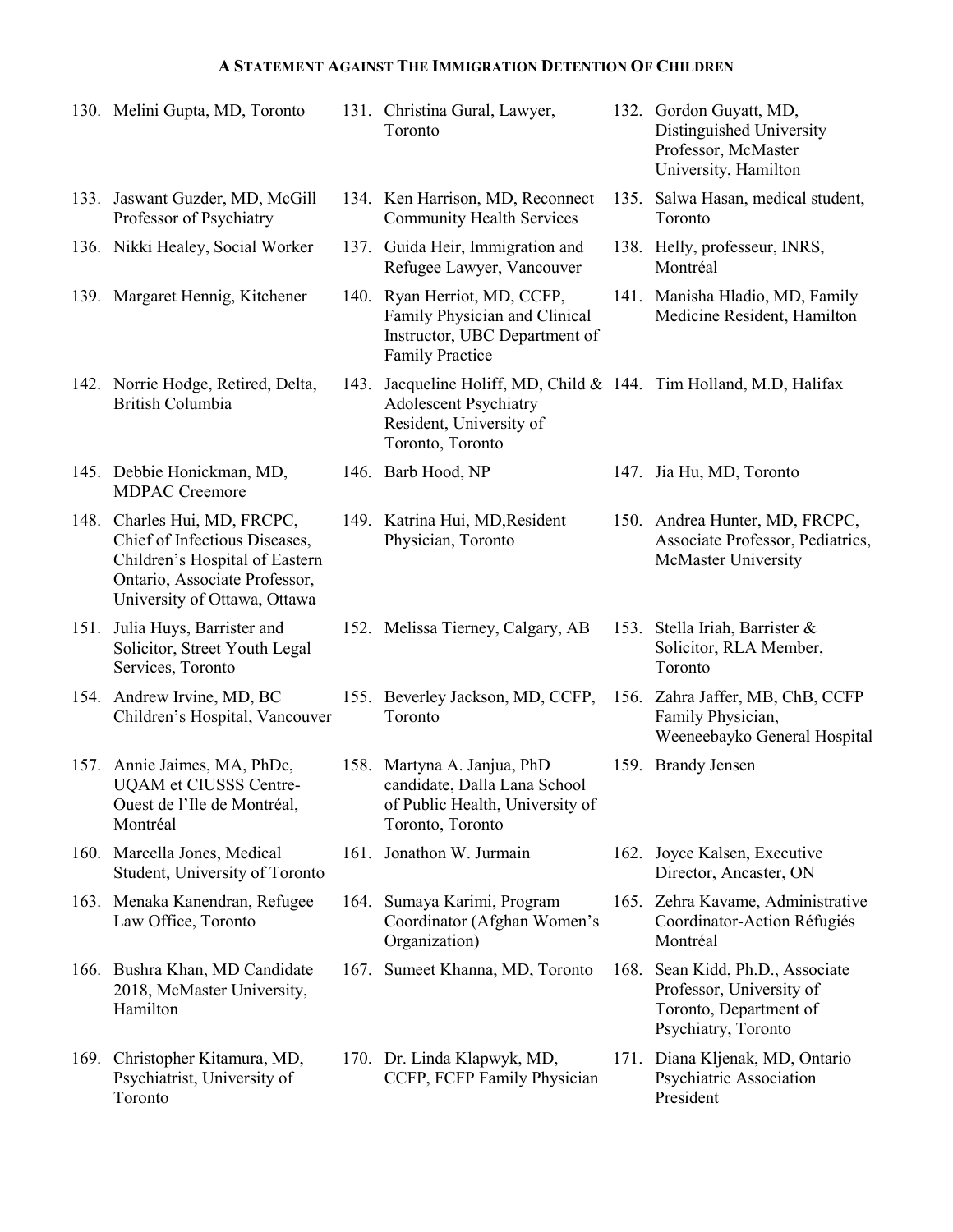**A STATEMENT AGAINST THE IMMIGRATION DETENTION OF CHILDREN**

130. Melini Gupta, MD, Toronto
131. Christina Gural, Lawyer, Toronto
132. Gordon Guyatt, MD, Distinguished University Professor, McMaster University, Hamilton
133. Jaswant Guzder, MD, McGill Professor of Psychiatry
134. Ken Harrison, MD, Reconnect Community Health Services
135. Salwa Hasan, medical student, Toronto
136. Nikki Healey, Social Worker
137. Guida Heir, Immigration and Refugee Lawyer, Vancouver
138. Helly, professeur, INRS, Montréal
139. Margaret Hennig, Kitchener
140. Ryan Herriot, MD, CCFP, Family Physician and Clinical Instructor, UBC Department of Family Practice
141. Manisha Hladio, MD, Family Medicine Resident, Hamilton
142. Norrie Hodge, Retired, Delta, British Columbia
143. Jacqueline Holiff, MD, Child & Adolescent Psychiatry Resident, University of Toronto, Toronto
144. Tim Holland, M.D, Halifax
145. Debbie Honickman, MD, MDPAC Creemore
146. Barb Hood, NP
147. Jia Hu, MD, Toronto
148. Charles Hui, MD, FRCPC, Chief of Infectious Diseases, Children's Hospital of Eastern Ontario, Associate Professor, University of Ottawa, Ottawa
149. Katrina Hui, MD,Resident Physician, Toronto
150. Andrea Hunter, MD, FRCPC, Associate Professor, Pediatrics, McMaster University
151. Julia Huys, Barrister and Solicitor, Street Youth Legal Services, Toronto
152. Melissa Tierney, Calgary, AB
153. Stella Iriah, Barrister & Solicitor, RLA Member, Toronto
154. Andrew Irvine, MD, BC Children's Hospital, Vancouver
155. Beverley Jackson, MD, CCFP, Toronto
156. Zahra Jaffer, MB, ChB, CCFP Family Physician, Weeneebayko General Hospital
157. Annie Jaimes, MA, PhDc, UQAM et CIUSSS Centre-Ouest de l'Ile de Montréal, Montréal
158. Martyna A. Janjua, PhD candidate, Dalla Lana School of Public Health, University of Toronto, Toronto
159. Brandy Jensen
160. Marcella Jones, Medical Student, University of Toronto
161. Jonathon W. Jurmain
162. Joyce Kalsen, Executive Director, Ancaster, ON
163. Menaka Kanendran, Refugee Law Office, Toronto
164. Sumaya Karimi, Program Coordinator (Afghan Women's Organization)
165. Zehra Kavame, Administrative Coordinator-Action Réfugiés Montréal
166. Bushra Khan, MD Candidate 2018, McMaster University, Hamilton
167. Sumeet Khanna, MD, Toronto
168. Sean Kidd, Ph.D., Associate Professor, University of Toronto, Department of Psychiatry, Toronto
169. Christopher Kitamura, MD, Psychiatrist, University of Toronto
170. Dr. Linda Klapwyk, MD, CCFP, FCFP Family Physician
171. Diana Kljenak, MD, Ontario Psychiatric Association President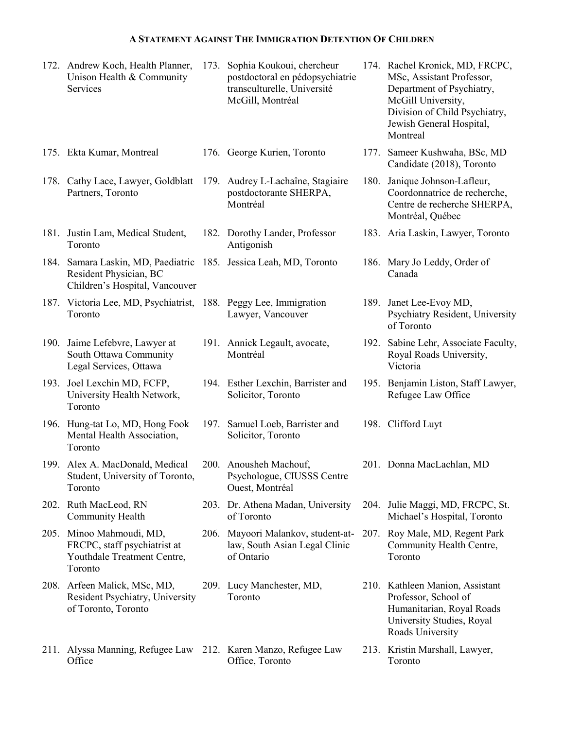**A STATEMENT AGAINST THE IMMIGRATION DETENTION OF CHILDREN**

172. Andrew Koch, Health Planner, Unison Health & Community Services
173. Sophia Koukoui, chercheur postdoctoral en pédopsychiatrie transculturelle, Université McGill, Montréal
174. Rachel Kronick, MD, FRCPC, MSc, Assistant Professor, Department of Psychiatry, McGill University, Division of Child Psychiatry, Jewish General Hospital, Montreal
175. Ekta Kumar, Montreal
176. George Kurien, Toronto
177. Sameer Kushwaha, BSc, MD Candidate (2018), Toronto
178. Cathy Lace, Lawyer, Goldblatt Partners, Toronto
179. Audrey L-Lachaîne, Stagiaire postdoctorante SHERPA, Montréal
180. Janique Johnson-Lafleur, Coordonnatrice de recherche, Centre de recherche SHERPA, Montréal, Québec
181. Justin Lam, Medical Student, Toronto
182. Dorothy Lander, Professor Antigonish
183. Aria Laskin, Lawyer, Toronto
184. Samara Laskin, MD, Paediatric Resident Physician, BC Children's Hospital, Vancouver
185. Jessica Leah, MD, Toronto
186. Mary Jo Leddy, Order of Canada
187. Victoria Lee, MD, Psychiatrist, Toronto
188. Peggy Lee, Immigration Lawyer, Vancouver
189. Janet Lee-Evoy MD, Psychiatry Resident, University of Toronto
190. Jaime Lefebvre, Lawyer at South Ottawa Community Legal Services, Ottawa
191. Annick Legault, avocate, Montréal
192. Sabine Lehr, Associate Faculty, Royal Roads University, Victoria
193. Joel Lexchin MD, FCFP, University Health Network, Toronto
194. Esther Lexchin, Barrister and Solicitor, Toronto
195. Benjamin Liston, Staff Lawyer, Refugee Law Office
196. Hung-tat Lo, MD, Hong Fook Mental Health Association, Toronto
197. Samuel Loeb, Barrister and Solicitor, Toronto
198. Clifford Luyt
199. Alex A. MacDonald, Medical Student, University of Toronto, Toronto
200. Anousheh Machouf, Psychologue, CIUSSS Centre Ouest, Montréal
201. Donna MacLachlan, MD
202. Ruth MacLeod, RN Community Health
203. Dr. Athena Madan, University of Toronto
204. Julie Maggi, MD, FRCPC, St. Michael's Hospital, Toronto
205. Minoo Mahmoudi, MD, FRCPC, staff psychiatrist at Youthdale Treatment Centre, Toronto
206. Mayoori Malankov, student-at-law, South Asian Legal Clinic of Ontario
207. Roy Male, MD, Regent Park Community Health Centre, Toronto
208. Arfeen Malick, MSc, MD, Resident Psychiatry, University of Toronto, Toronto
209. Lucy Manchester, MD, Toronto
210. Kathleen Manion, Assistant Professor, School of Humanitarian, Royal Roads University Studies, Royal Roads University
211. Alyssa Manning, Refugee Law Office
212. Karen Manzo, Refugee Law Office, Toronto
213. Kristin Marshall, Lawyer, Toronto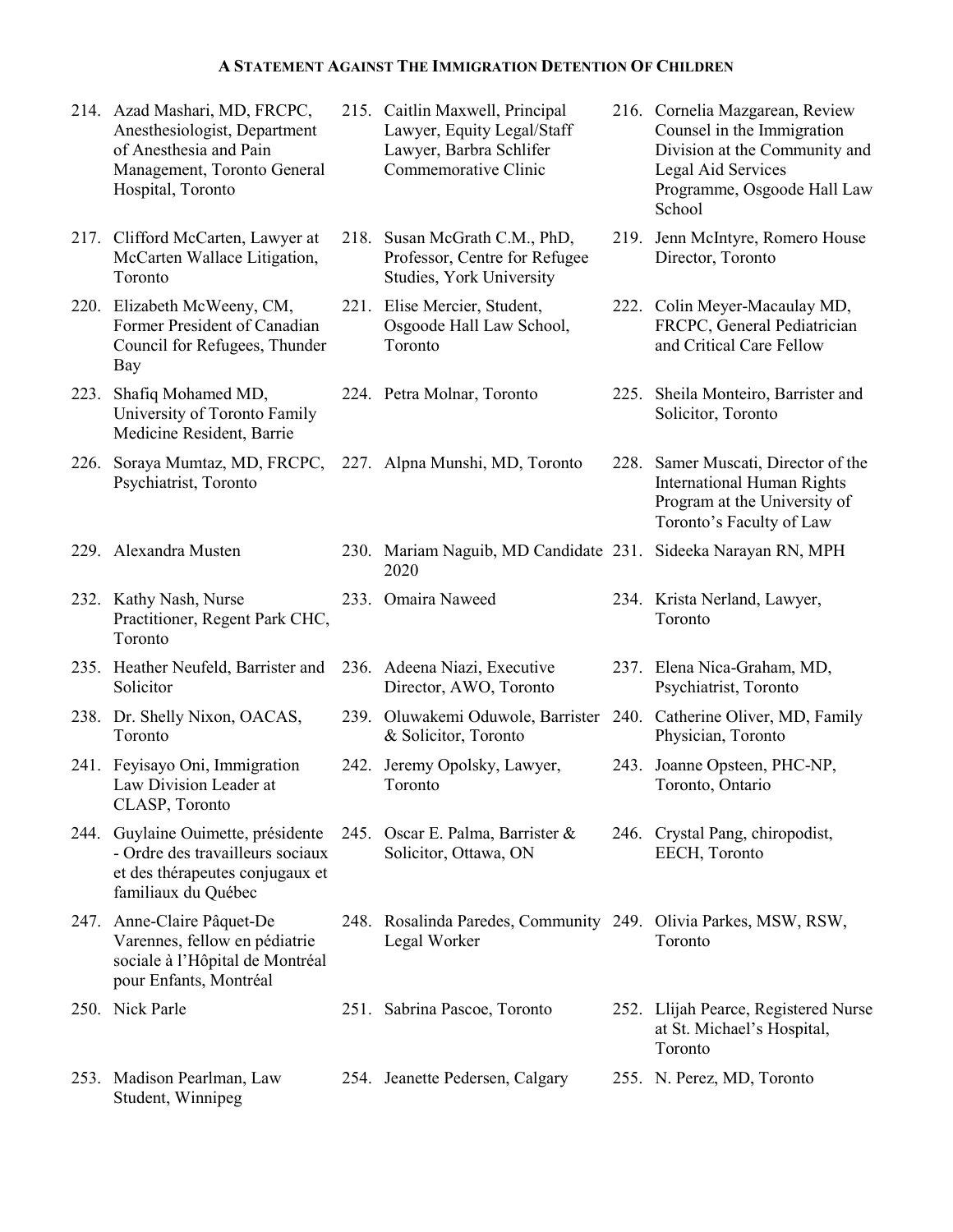**A STATEMENT AGAINST THE IMMIGRATION DETENTION OF CHILDREN**

214. Azad Mashari, MD, FRCPC, Anesthesiologist, Department of Anesthesia and Pain Management, Toronto General Hospital, Toronto
215. Caitlin Maxwell, Principal Lawyer, Equity Legal/Staff Lawyer, Barbra Schlifer Commemorative Clinic
216. Cornelia Mazgarean, Review Counsel in the Immigration Division at the Community and Legal Aid Services Programme, Osgoode Hall Law School
217. Clifford McCarten, Lawyer at McCarten Wallace Litigation, Toronto
218. Susan McGrath C.M., PhD, Professor, Centre for Refugee Studies, York University
219. Jenn McIntyre, Romero House Director, Toronto
220. Elizabeth McWeeny, CM, Former President of Canadian Council for Refugees, Thunder Bay
221. Elise Mercier, Student, Osgoode Hall Law School, Toronto
222. Colin Meyer-Macaulay MD, FRCPC, General Pediatrician and Critical Care Fellow
223. Shafiq Mohamed MD, University of Toronto Family Medicine Resident, Barrie
224. Petra Molnar, Toronto
225. Sheila Monteiro, Barrister and Solicitor, Toronto
226. Soraya Mumtaz, MD, FRCPC, Psychiatrist, Toronto
227. Alpna Munshi, MD, Toronto
228. Samer Muscati, Director of the International Human Rights Program at the University of Toronto's Faculty of Law
229. Alexandra Musten
230. Mariam Naguib, MD Candidate 2020
231. Sideeka Narayan RN, MPH
232. Kathy Nash, Nurse Practitioner, Regent Park CHC, Toronto
233. Omaira Naweed
234. Krista Nerland, Lawyer, Toronto
235. Heather Neufeld, Barrister and Solicitor
236. Adeena Niazi, Executive Director, AWO, Toronto
237. Elena Nica-Graham, MD, Psychiatrist, Toronto
238. Dr. Shelly Nixon, OACAS, Toronto
239. Oluwakemi Oduwole, Barrister & Solicitor, Toronto
240. Catherine Oliver, MD, Family Physician, Toronto
241. Feyisayo Oni, Immigration Law Division Leader at CLASP, Toronto
242. Jeremy Opolsky, Lawyer, Toronto
243. Joanne Opsteen, PHC-NP, Toronto, Ontario
244. Guylaine Ouimette, présidente - Ordre des travailleurs sociaux et des thérapeutes conjugaux et familiaux du Québec
245. Oscar E. Palma, Barrister & Solicitor, Ottawa, ON
246. Crystal Pang, chiropodist, EECH, Toronto
247. Anne-Claire Pâquet-De Varennes, fellow en pédiatrie sociale à l'Hôpital de Montréal pour Enfants, Montréal
248. Rosalinda Paredes, Community Legal Worker
249. Olivia Parkes, MSW, RSW, Toronto
250. Nick Parle
251. Sabrina Pascoe, Toronto
252. Llijah Pearce, Registered Nurse at St. Michael's Hospital, Toronto
253. Madison Pearlman, Law Student, Winnipeg
254. Jeanette Pedersen, Calgary
255. N. Perez, MD, Toronto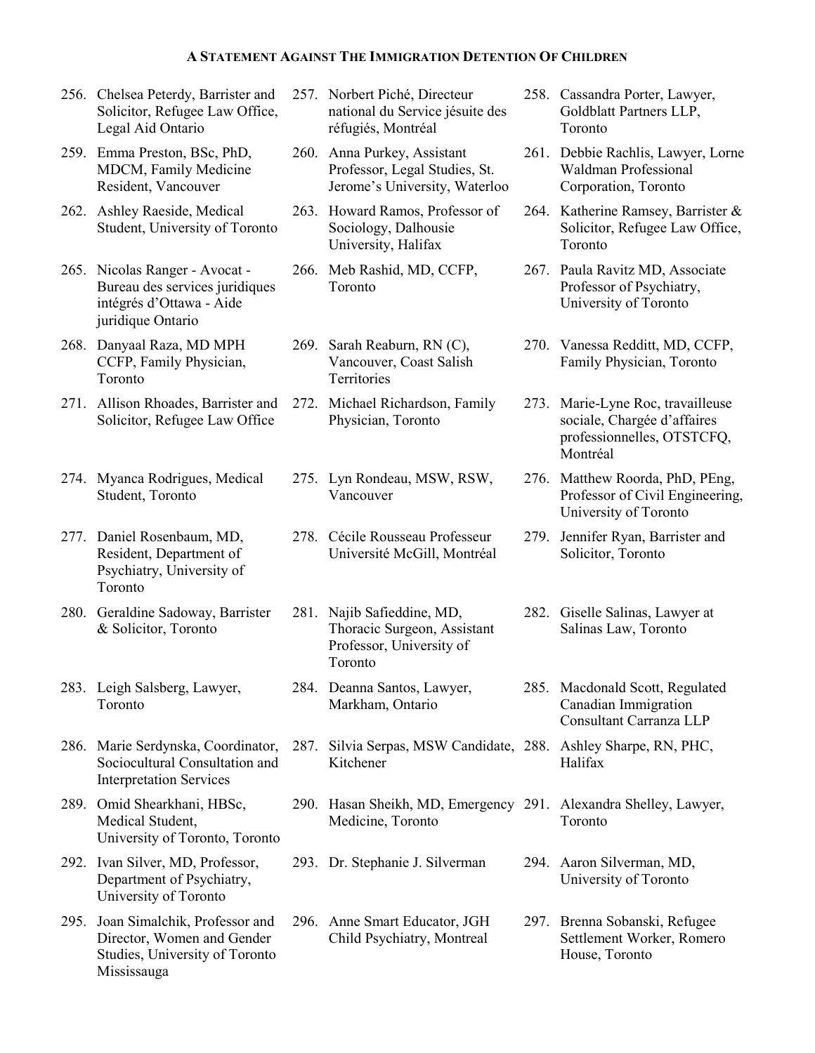**A STATEMENT AGAINST THE IMMIGRATION DETENTION OF CHILDREN**

256. Chelsea Peterdy, Barrister and Solicitor, Refugee Law Office, Legal Aid Ontario
257. Norbert Piché, Directeur national du Service jésuite des réfugiés, Montréal
258. Cassandra Porter, Lawyer, Goldblatt Partners LLP, Toronto
259. Emma Preston, BSc, PhD, MDCM, Family Medicine Resident, Vancouver
260. Anna Purkey, Assistant Professor, Legal Studies, St. Jerome's University, Waterloo
261. Debbie Rachlis, Lawyer, Lorne Waldman Professional Corporation, Toronto
262. Ashley Raeside, Medical Student, University of Toronto
263. Howard Ramos, Professor of Sociology, Dalhousie University, Halifax
264. Katherine Ramsey, Barrister & Solicitor, Refugee Law Office, Toronto
265. Nicolas Ranger - Avocat - Bureau des services juridiques intégrés d'Ottawa - Aide juridique Ontario
266. Meb Rashid, MD, CCFP, Toronto
267. Paula Ravitz MD, Associate Professor of Psychiatry, University of Toronto
268. Danyaal Raza, MD MPH CCFP, Family Physician, Toronto
269. Sarah Reaburn, RN (C), Vancouver, Coast Salish Territories
270. Vanessa Redditt, MD, CCFP, Family Physician, Toronto
271. Allison Rhoades, Barrister and Solicitor, Refugee Law Office
272. Michael Richardson, Family Physician, Toronto
273. Marie-Lyne Roc, travailleuse sociale, Chargée d'affaires professionnelles, OTSTCFQ, Montréal
274. Myanca Rodrigues, Medical Student, Toronto
275. Lyn Rondeau, MSW, RSW, Vancouver
276. Matthew Roorda, PhD, PEng, Professor of Civil Engineering, University of Toronto
277. Daniel Rosenbaum, MD, Resident, Department of Psychiatry, University of Toronto
278. Cécile Rousseau Professeur Université McGill, Montréal
279. Jennifer Ryan, Barrister and Solicitor, Toronto
280. Geraldine Sadoway, Barrister & Solicitor, Toronto
281. Najib Safieddine, MD, Thoracic Surgeon, Assistant Professor, University of Toronto
282. Giselle Salinas, Lawyer at Salinas Law, Toronto
283. Leigh Salsberg, Lawyer, Toronto
284. Deanna Santos, Lawyer, Markham, Ontario
285. Macdonald Scott, Regulated Canadian Immigration Consultant Carranza LLP
286. Marie Serdynska, Coordinator, Sociocultural Consultation and Interpretation Services
287. Silvia Serpas, MSW Candidate, Kitchener
288. Ashley Sharpe, RN, PHC, Halifax
289. Omid Shearkhani, HBSc, Medical Student, University of Toronto, Toronto
290. Hasan Sheikh, MD, Emergency Medicine, Toronto
291. Alexandra Shelley, Lawyer, Toronto
292. Ivan Silver, MD, Professor, Department of Psychiatry, University of Toronto
293. Dr. Stephanie J. Silverman
294. Aaron Silverman, MD, University of Toronto
295. Joan Simalchik, Professor and Director, Women and Gender Studies, University of Toronto Mississauga
296. Anne Smart Educator, JGH Child Psychiatry, Montreal
297. Brenna Sobanski, Refugee Settlement Worker, Romero House, Toronto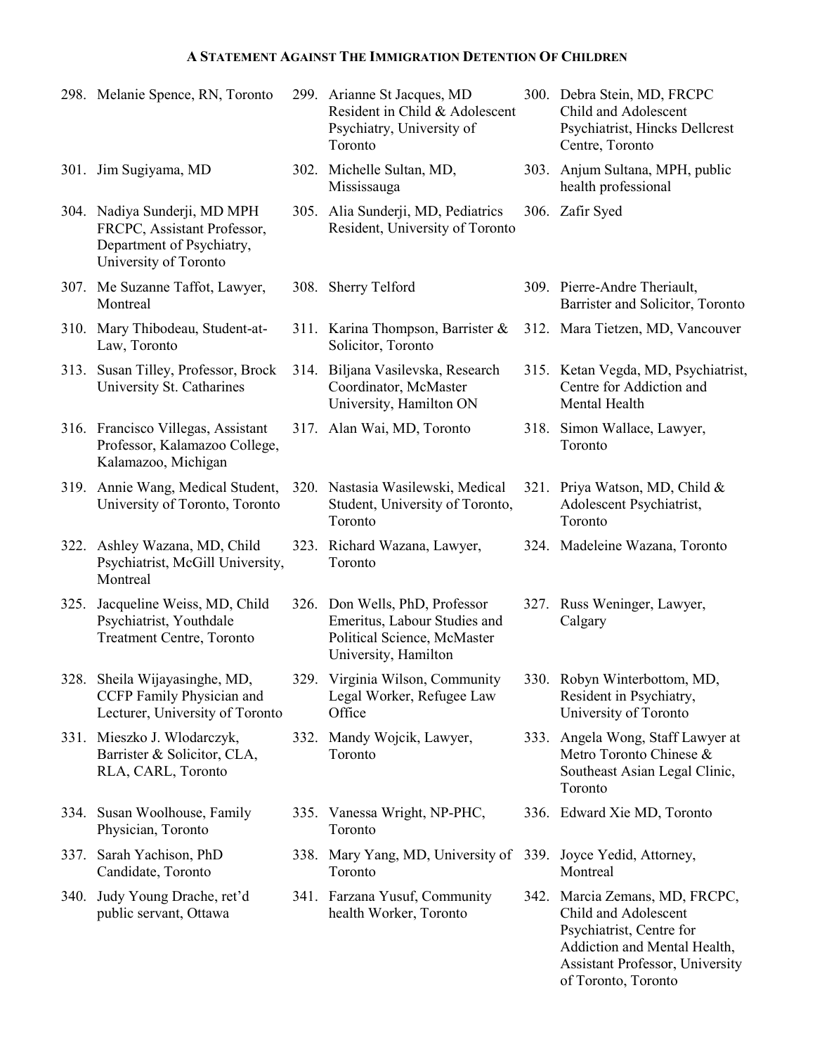298. Melanie Spence, RN, Toronto
299. Arianne St Jacques, MD Resident in Child & Adolescent Psychiatry, University of Toronto
300. Debra Stein, MD, FRCPC Child and Adolescent Psychiatrist, Hincks Dellcrest Centre, Toronto
301. Jim Sugiyama, MD
302. Michelle Sultan, MD, Mississauga
303. Anjum Sultana, MPH, public health professional
304. Nadiya Sunderji, MD MPH FRCPC, Assistant Professor, Department of Psychiatry, University of Toronto
305. Alia Sunderji, MD, Pediatrics Resident, University of Toronto
306. Zafir Syed
307. Me Suzanne Taffot, Lawyer, Montreal
308. Sherry Telford
309. Pierre-Andre Theriault, Barrister and Solicitor, Toronto
310. Mary Thibodeau, Student-at-Law, Toronto
311. Karina Thompson, Barrister & Solicitor, Toronto
312. Mara Tietzen, MD, Vancouver
313. Susan Tilley, Professor, Brock University St. Catharines
314. Biljana Vasilevska, Research Coordinator, McMaster University, Hamilton ON
315. Ketan Vegda, MD, Psychiatrist, Centre for Addiction and Mental Health
316. Francisco Villegas, Assistant Professor, Kalamazoo College, Kalamazoo, Michigan
317. Alan Wai, MD, Toronto
318. Simon Wallace, Lawyer, Toronto
319. Annie Wang, Medical Student, University of Toronto, Toronto
320. Nastasia Wasilewski, Medical Student, University of Toronto, Toronto
321. Priya Watson, MD, Child & Adolescent Psychiatrist, Toronto
322. Ashley Wazana, MD, Child Psychiatrist, McGill University, Montreal
323. Richard Wazana, Lawyer, Toronto
324. Madeleine Wazana, Toronto
325. Jacqueline Weiss, MD, Child Psychiatrist, Youthdale Treatment Centre, Toronto
326. Don Wells, PhD, Professor Emeritus, Labour Studies and Political Science, McMaster University, Hamilton
327. Russ Weninger, Lawyer, Calgary
328. Sheila Wijayasinghe, MD, CCFP Family Physician and Lecturer, University of Toronto
329. Virginia Wilson, Community Legal Worker, Refugee Law Office
330. Robyn Winterbottom, MD, Resident in Psychiatry, University of Toronto
331. Mieszko J. Wlodarczyk, Barrister & Solicitor, CLA, RLA, CARL, Toronto
332. Mandy Wojcik, Lawyer, Toronto
333. Angela Wong, Staff Lawyer at Metro Toronto Chinese & Southeast Asian Legal Clinic, Toronto
334. Susan Woolhouse, Family Physician, Toronto
335. Vanessa Wright, NP-PHC, Toronto
336. Edward Xie MD, Toronto
337. Sarah Yachison, PhD Candidate, Toronto
338. Mary Yang, MD, University of Toronto
339. Joyce Yedid, Attorney, Montreal
340. Judy Young Drache, ret'd public servant, Ottawa
341. Farzana Yusuf, Community health Worker, Toronto
342. Marcia Zemans, MD, FRCPC, Child and Adolescent Psychiatrist, Centre for Addiction and Mental Health, Assistant Professor, University of Toronto, Toronto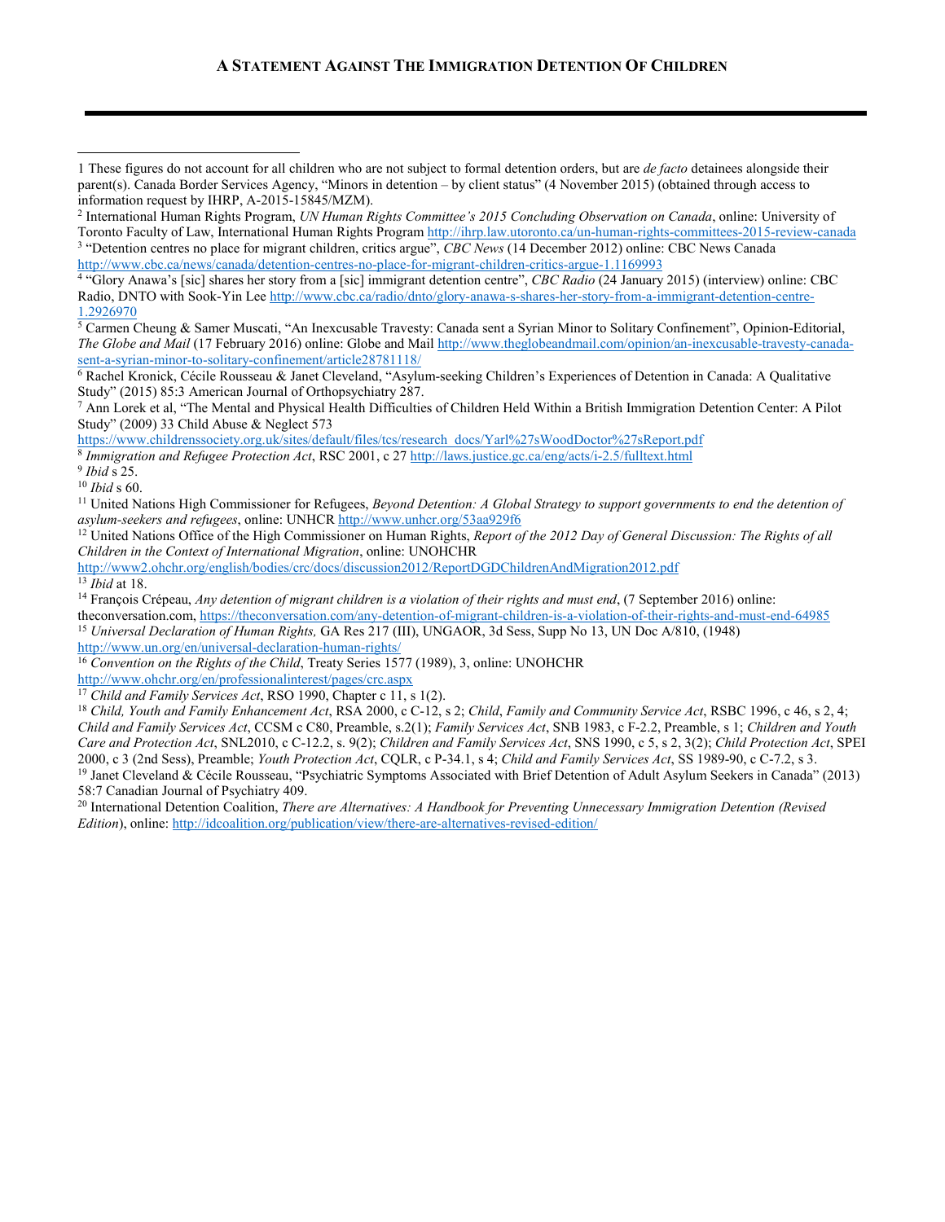1 These figures do not account for all children who are not subject to formal detention orders, but are *de facto* detainees alongside their parent(s). Canada Border Services Agency, "Minors in detention – by client status" (4 November 2015) (obtained through access to information request by IHRP, A-2015-15845/MZM).

[2] International Human Rights Program, *UN Human Rights Committee's 2015 Concluding Observation on Canada*, online: University of Toronto Faculty of Law, International Human Rights Program http://ihrp.law.utoronto.ca/un-human-rights-committees-2015-review-canada

[3] "Detention centres no place for migrant children, critics argue", *CBC News* (14 December 2012) online: CBC News Canada http://www.cbc.ca/news/canada/detention-centres-no-place-for-migrant-children-critics-argue-1.1169993

[4] "Glory Anawa's [sic] shares her story from a [sic] immigrant detention centre", *CBC Radio* (24 January 2015) (interview) online: CBC Radio, DNTO with Sook-Yin Lee http://www.cbc.ca/radio/dnto/glory-anawa-s-shares-her-story-from-a-immigrant-detention-centre-1.2926970

[5] Carmen Cheung & Samer Muscati, "An Inexcusable Travesty: Canada sent a Syrian Minor to Solitary Confinement", Opinion-Editorial, *The Globe and Mail* (17 February 2016) online: Globe and Mail http://www.theglobeandmail.com/opinion/an-inexcusable-travesty-canada-sent-a-syrian-minor-to-solitary-confinement/article28781118/

[6] Rachel Kronick, Cécile Rousseau & Janet Cleveland, "Asylum-seeking Children's Experiences of Detention in Canada: A Qualitative Study" (2015) 85:3 American Journal of Orthopsychiatry 287.

[7] Ann Lorek et al, "The Mental and Physical Health Difficulties of Children Held Within a British Immigration Detention Center: A Pilot Study" (2009) 33 Child Abuse & Neglect 573 https://www.childrenssociety.org.uk/sites/default/files/tcs/research_docs/Yarl%27sWoodDoctor%27sReport.pdf

[8] *Immigration and Refugee Protection Act*, RSC 2001, c 27 http://laws.justice.gc.ca/eng/acts/i-2.5/fulltext.html

[9] *Ibid* s 25.

[10] *Ibid* s 60.

[11] United Nations High Commissioner for Refugees, *Beyond Detention: A Global Strategy to support governments to end the detention of asylum-seekers and refugees*, online: UNHCR http://www.unhcr.org/53aa929f6

[12] United Nations Office of the High Commissioner on Human Rights, *Report of the 2012 Day of General Discussion: The Rights of all Children in the Context of International Migration*, online: UNOHCHR http://www2.ohchr.org/english/bodies/crc/docs/discussion2012/ReportDGDChildrenAndMigration2012.pdf

[13] *Ibid* at 18.

[14] François Crépeau, *Any detention of migrant children is a violation of their rights and must end*, (7 September 2016) online: theconversation.com, https://theconversation.com/any-detention-of-migrant-children-is-a-violation-of-their-rights-and-must-end-64985

[15] *Universal Declaration of Human Rights,* GA Res 217 (III), UNGAOR, 3d Sess, Supp No 13, UN Doc A/810, (1948) http://www.un.org/en/universal-declaration-human-rights/

[16] *Convention on the Rights of the Child*, Treaty Series 1577 (1989), 3, online: UNOHCHR http://www.ohchr.org/en/professionalinterest/pages/crc.aspx

[17] *Child and Family Services Act*, RSO 1990, Chapter c 11, s 1(2).

[18] *Child, Youth and Family Enhancement Act*, RSA 2000, c C-12, s 2; *Child*, *Family and Community Service Act*, RSBC 1996, c 46, s 2, 4; *Child and Family Services Act*, CCSM c C80, Preamble, s.2(1); *Family Services Act*, SNB 1983, c F-2.2, Preamble, s 1; *Children and Youth Care and Protection Act*, SNL2010, c C-12.2, s. 9(2); *Children and Family Services Act*, SNS 1990, c 5, s 2, 3(2); *Child Protection Act*, SPEI 2000, c 3 (2nd Sess), Preamble; *Youth Protection Act*, CQLR, c P-34.1, s 4; *Child and Family Services Act*, SS 1989-90, c C-7.2, s 3.

[19] Janet Cleveland & Cécile Rousseau, "Psychiatric Symptoms Associated with Brief Detention of Adult Asylum Seekers in Canada" (2013) 58:7 Canadian Journal of Psychiatry 409.

[20] International Detention Coalition, *There are Alternatives: A Handbook for Preventing Unnecessary Immigration Detention (Revised Edition*), online: http://idcoalition.org/publication/view/there-are-alternatives-revised-edition/